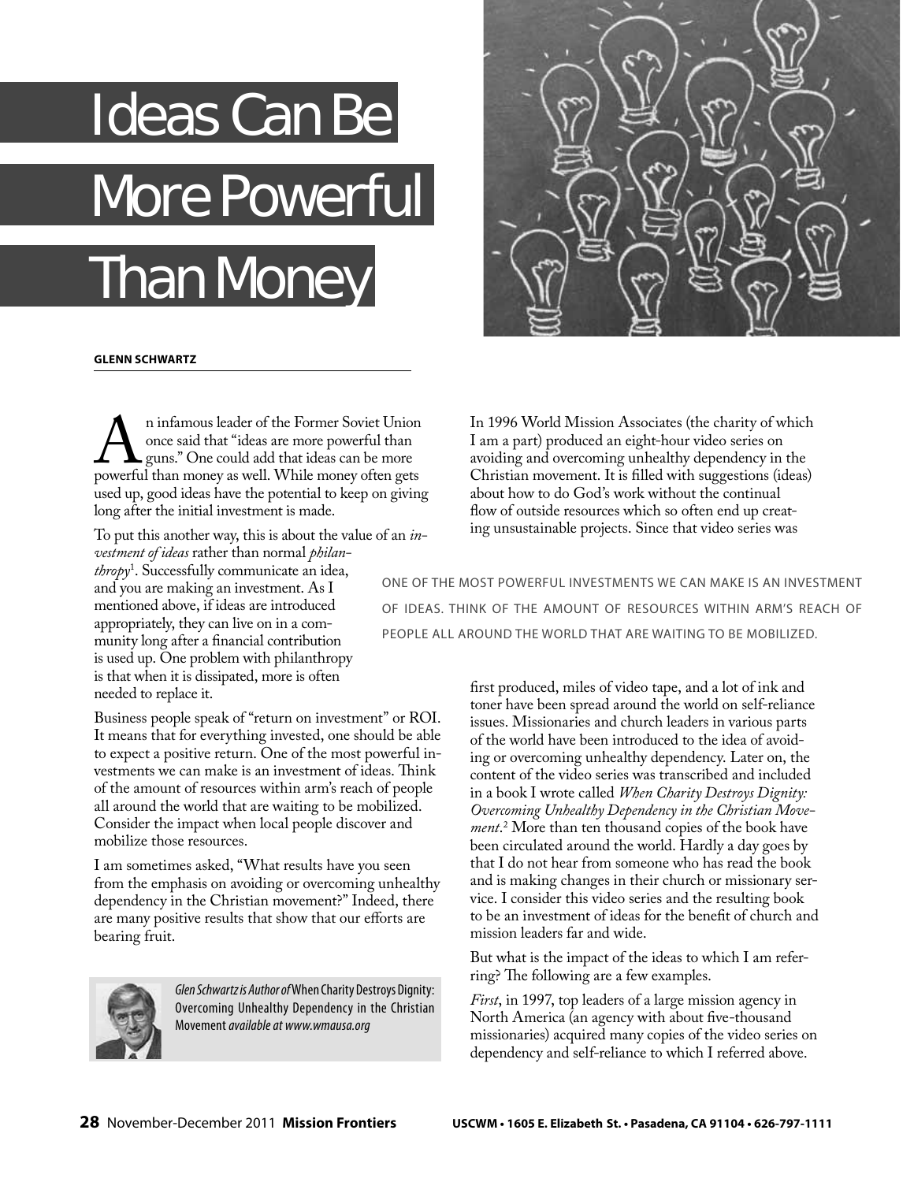# Ideas Can Be More Powerful Than Money

**GLENN SCHWARTZ**

An infamous leader of the Former Soviet Union once said that "ideas are more powerful than guns." One could add that ideas can be more powerful than money as well. While money often gets used up, good ideas have the potential to keep on giving long after the initial investment is made.

To put this another way, this is about the value of an *investment of ideas* rather than normal *philanthropy*[1]. Successfully communicate an idea, and you are making an investment. As I mentioned above, if ideas are introduced appropriately, they can live on in a community long after a financial contribution is used up. One problem with philanthropy is that when it is dissipated, more is often needed to replace it.

Business people speak of "return on investment" or ROI. It means that for everything invested, one should be able to expect a positive return. One of the most powerful investments we can make is an investment of ideas. Think of the amount of resources within arm's reach of people all around the world that are waiting to be mobilized. Consider the impact when local people discover and mobilize those resources.

I am sometimes asked, "What results have you seen from the emphasis on avoiding or overcoming unhealthy dependency in the Christian movement?" Indeed, there are many positive results that show that our efforts are bearing fruit.

*Glen Schwartz is Author of* When Charity Destroys Dignity: Overcoming Unhealthy Dependency in the Christian Movement *available at www.wmausa.org*

In 1996 World Mission Associates (the charity of which I am a part) produced an eight-hour video series on avoiding and overcoming unhealthy dependency in the Christian movement. It is filled with suggestions (ideas) about how to do God's work without the continual flow of outside resources which so often end up creating unsustainable projects. Since that video series was first produced, miles of video tape, and a lot of ink and toner have been spread around the world on self-reliance issues. Missionaries and church leaders in various parts of the world have been introduced to the idea of avoiding or overcoming unhealthy dependency. Later on, the content of the video series was transcribed and included in a book I wrote called *When Charity Destroys Dignity: Overcoming Unhealthy Dependency in the Christian Movement*.[2] More than ten thousand copies of the book have been circulated around the world. Hardly a day goes by that I do not hear from someone who has read the book and is making changes in their church or missionary service. I consider this video series and the resulting book to be an investment of ideas for the benefit of church and mission leaders far and wide.

ONE OF THE MOST POWERFUL INVESTMENTS WE CAN MAKE IS AN INVESTMENT OF IDEAS. THINK OF THE AMOUNT OF RESOURCES WITHIN ARM'S REACH OF PEOPLE ALL AROUND THE WORLD THAT ARE WAITING TO BE MOBILIZED.

But what is the impact of the ideas to which I am referring? The following are a few examples.

*First*, in 1997, top leaders of a large mission agency in North America (an agency with about five-thousand missionaries) acquired many copies of the video series on dependency and self-reliance to which I referred above.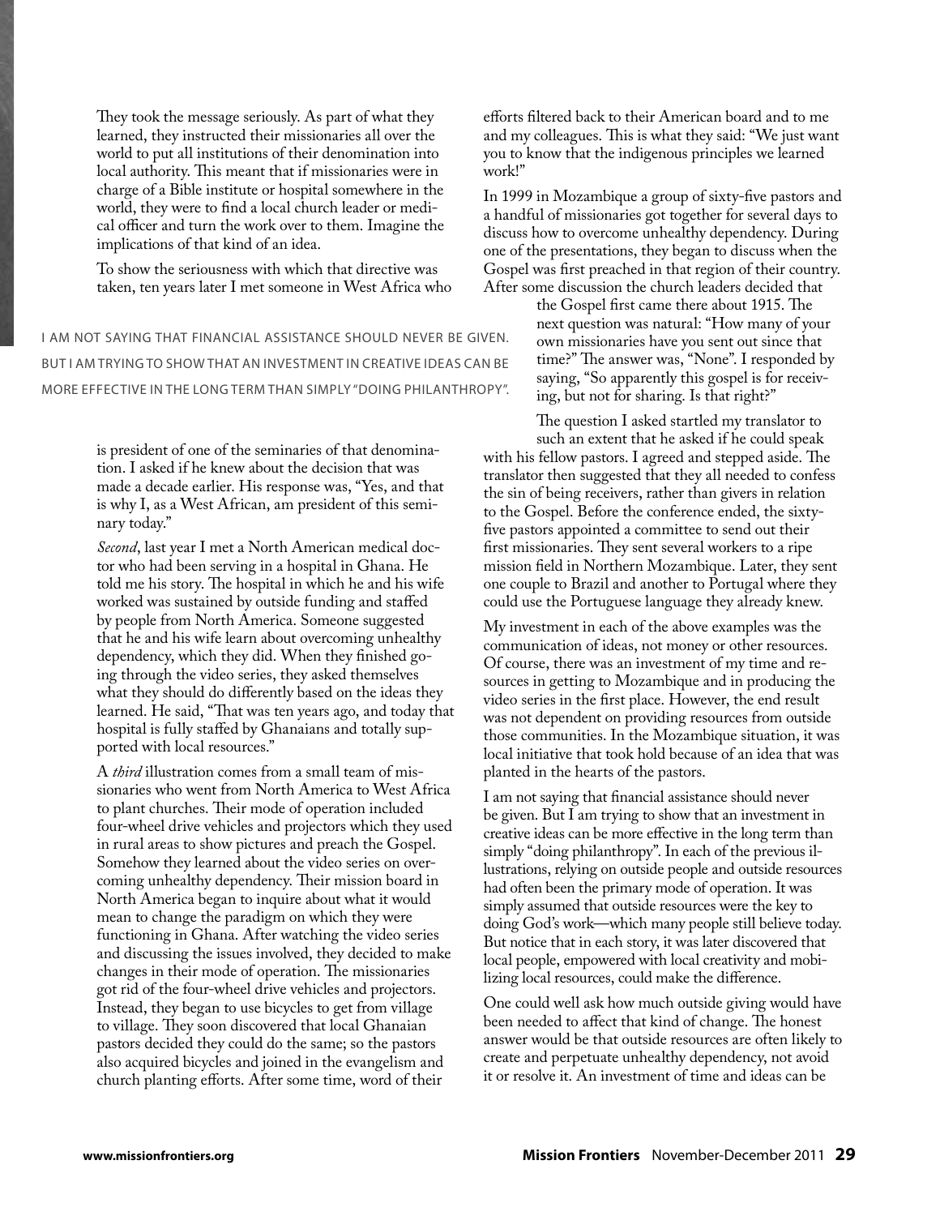They took the message seriously. As part of what they learned, they instructed their missionaries all over the world to put all institutions of their denomination into local authority. This meant that if missionaries were in charge of a Bible institute or hospital somewhere in the world, they were to find a local church leader or medical officer and turn the work over to them. Imagine the implications of that kind of an idea.

To show the seriousness with which that directive was taken, ten years later I met someone in West Africa who is president of one of the seminaries of that denomination. I asked if he knew about the decision that was made a decade earlier. His response was, "Yes, and that is why I, as a West African, am president of this seminary today."

*Second*, last year I met a North American medical doctor who had been serving in a hospital in Ghana. He told me his story. The hospital in which he and his wife worked was sustained by outside funding and staffed by people from North America. Someone suggested that he and his wife learn about overcoming unhealthy dependency, which they did. When they finished going through the video series, they asked themselves what they should do differently based on the ideas they learned. He said, "That was ten years ago, and today that hospital is fully staffed by Ghanaians and totally supported with local resources."

A *third* illustration comes from a small team of missionaries who went from North America to West Africa to plant churches. Their mode of operation included four-wheel drive vehicles and projectors which they used in rural areas to show pictures and preach the Gospel. Somehow they learned about the video series on overcoming unhealthy dependency. Their mission board in North America began to inquire about what it would mean to change the paradigm on which they were functioning in Ghana. After watching the video series and discussing the issues involved, they decided to make changes in their mode of operation. The missionaries got rid of the four-wheel drive vehicles and projectors. Instead, they began to use bicycles to get from village to village. They soon discovered that local Ghanaian pastors decided they could do the same; so the pastors also acquired bicycles and joined in the evangelism and church planting efforts. After some time, word of their efforts filtered back to their American board and to me and my colleagues. This is what they said: "We just want you to know that the indigenous principles we learned work!"

In 1999 in Mozambique a group of sixty-five pastors and a handful of missionaries got together for several days to discuss how to overcome unhealthy dependency. During one of the presentations, they began to discuss when the Gospel was first preached in that region of their country. After some discussion the church leaders decided that the Gospel first came there about 1915. The next question was natural: "How many of your own missionaries have you sent out since that time?" The answer was, "None". I responded by saying, "So apparently this gospel is for receiving, but not for sharing. Is that right?"

The question I asked startled my translator to such an extent that he asked if he could speak with his fellow pastors. I agreed and stepped aside. The translator then suggested that they all needed to confess the sin of being receivers, rather than givers in relation to the Gospel. Before the conference ended, the sixty-five pastors appointed a committee to send out their first missionaries. They sent several workers to a ripe mission field in Northern Mozambique. Later, they sent one couple to Brazil and another to Portugal where they could use the Portuguese language they already knew.

My investment in each of the above examples was the communication of ideas, not money or other resources. Of course, there was an investment of my time and resources in getting to Mozambique and in producing the video series in the first place. However, the end result was not dependent on providing resources from outside those communities. In the Mozambique situation, it was local initiative that took hold because of an idea that was planted in the hearts of the pastors.

I am not saying that financial assistance should never be given. But I am trying to show that an investment in creative ideas can be more effective in the long term than simply "doing philanthropy". In each of the previous illustrations, relying on outside people and outside resources had often been the primary mode of operation. It was simply assumed that outside resources were the key to doing God's work—which many people still believe today. But notice that in each story, it was later discovered that local people, empowered with local creativity and mobilizing local resources, could make the difference.

One could well ask how much outside giving would have been needed to affect that kind of change. The honest answer would be that outside resources are often likely to create and perpetuate unhealthy dependency, not avoid it or resolve it. An investment of time and ideas can be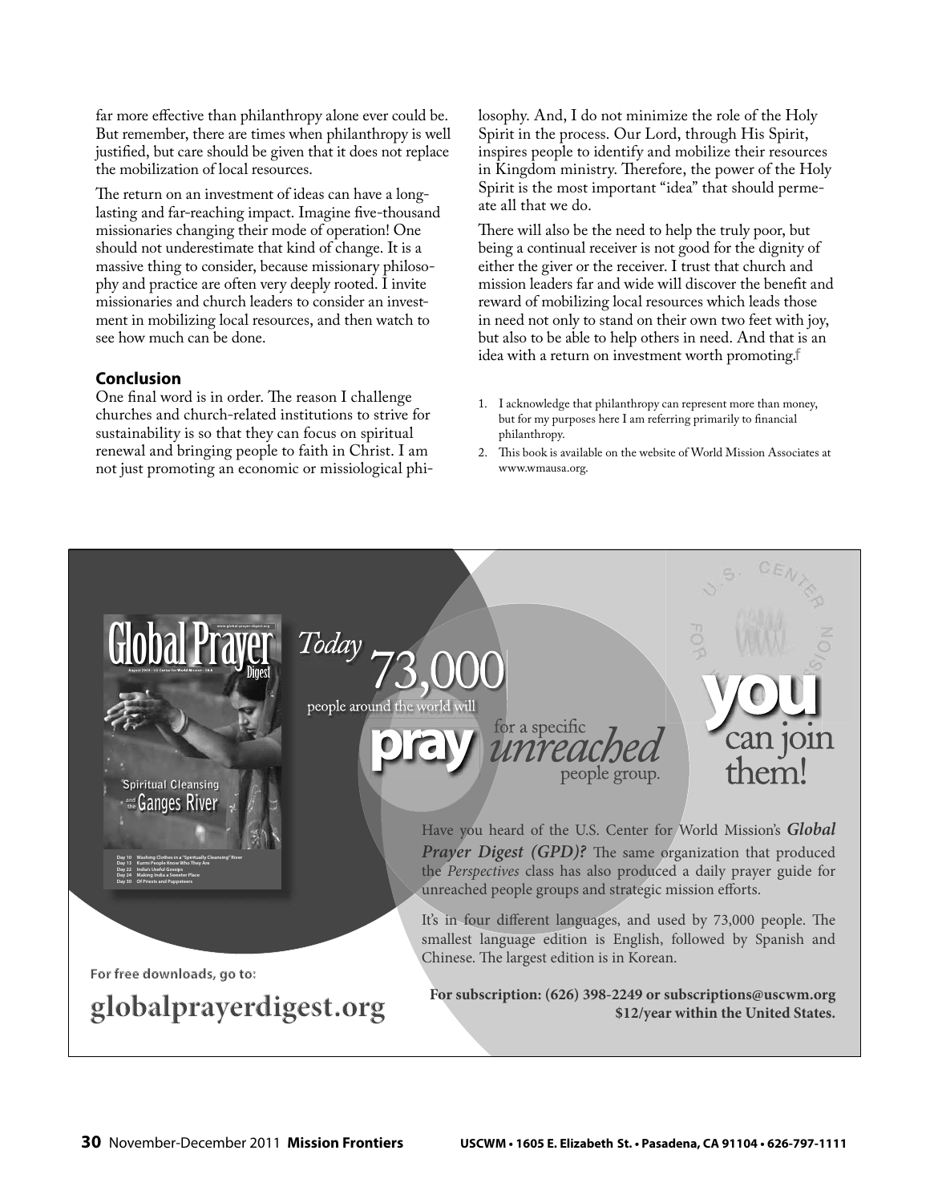far more effective than philanthropy alone ever could be. But remember, there are times when philanthropy is well justified, but care should be given that it does not replace the mobilization of local resources.

The return on an investment of ideas can have a long-lasting and far-reaching impact. Imagine five-thousand missionaries changing their mode of operation! One should not underestimate that kind of change. It is a massive thing to consider, because missionary philosophy and practice are often very deeply rooted. I invite missionaries and church leaders to consider an investment in mobilizing local resources, and then watch to see how much can be done.

### Conclusion

One final word is in order. The reason I challenge churches and church-related institutions to strive for sustainability is so that they can focus on spiritual renewal and bringing people to faith in Christ. I am not just promoting an economic or missiological philosophy. And, I do not minimize the role of the Holy Spirit in the process. Our Lord, through His Spirit, inspires people to identify and mobilize their resources in Kingdom ministry. Therefore, the power of the Holy Spirit is the most important "idea" that should permeate all that we do.

There will also be the need to help the truly poor, but being a continual receiver is not good for the dignity of either the giver or the receiver. I trust that church and mission leaders far and wide will discover the benefit and reward of mobilizing local resources which leads those in need not only to stand on their own two feet with joy, but also to be able to help others in need. And that is an idea with a return on investment worth promoting.

1. I acknowledge that philanthropy can represent more than money, but for my purposes here I am referring primarily to financial philanthropy.
2. This book is available on the website of World Mission Associates at www.wmausa.org.

---

Global Prayer Digest

*Today* 73,000 people around the world will **pray** for a specific *unreached* people group.

**you** can join them!

Have you heard of the U.S. Center for World Mission's ***Global Prayer Digest (GPD)?*** The same organization that produced the *Perspectives* class has also produced a daily prayer guide for unreached people groups and strategic mission efforts.

It's in four different languages, and used by 73,000 people. The smallest language edition is English, followed by Spanish and Chinese. The largest edition is in Korean.

For free downloads, go to:

**globalprayerdigest.org**

**For subscription: (626) 398-2249 or subscriptions@uscwm.org**
**$12/year within the United States.**